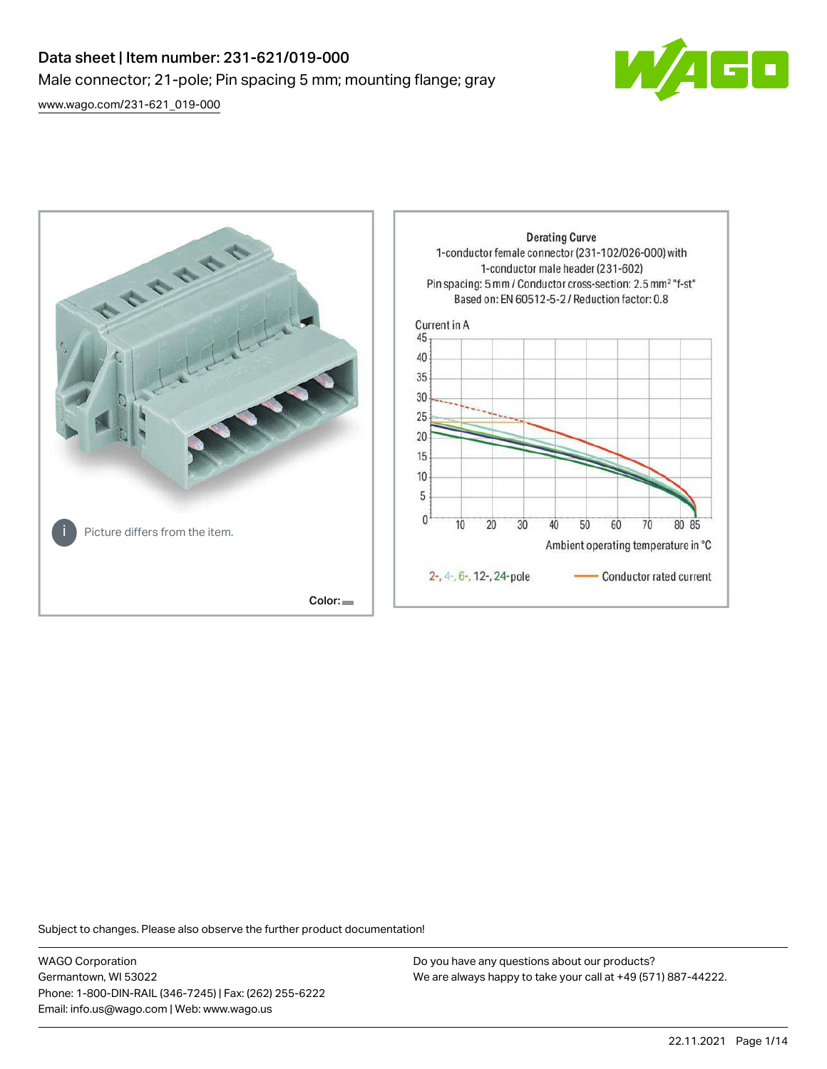# Data sheet | Item number: 231-621/019-000

Male connector; 21-pole; Pin spacing 5 mm; mounting flange; gray

[www.wago.com/231-621_019-000](www.wago.com/231-621_019-000)

Picture differs from the item.

Color:

Derating Curve
1-conductor female connector (231-102/026-000) with
1-conductor male header (231-602)
Pin spacing: 5 mm / Conductor cross-section: 2.5 mm² "f-st"
Based on: EN 60512-5-2 / Reduction factor: 0.8

Current in A

Ambient operating temperature in °C

2-, 4-, 6-, 12-, 24-pole — Conductor rated current

Subject to changes. Please also observe the further product documentation!

WAGO Corporation
Germantown, WI 53022
Phone: 1-800-DIN-RAIL (346-7245) | Fax: (262) 255-6222
Email: info.us@wago.com | Web: www.wago.us

Do you have any questions about our products?
We are always happy to take your call at +49 (571) 887-44222.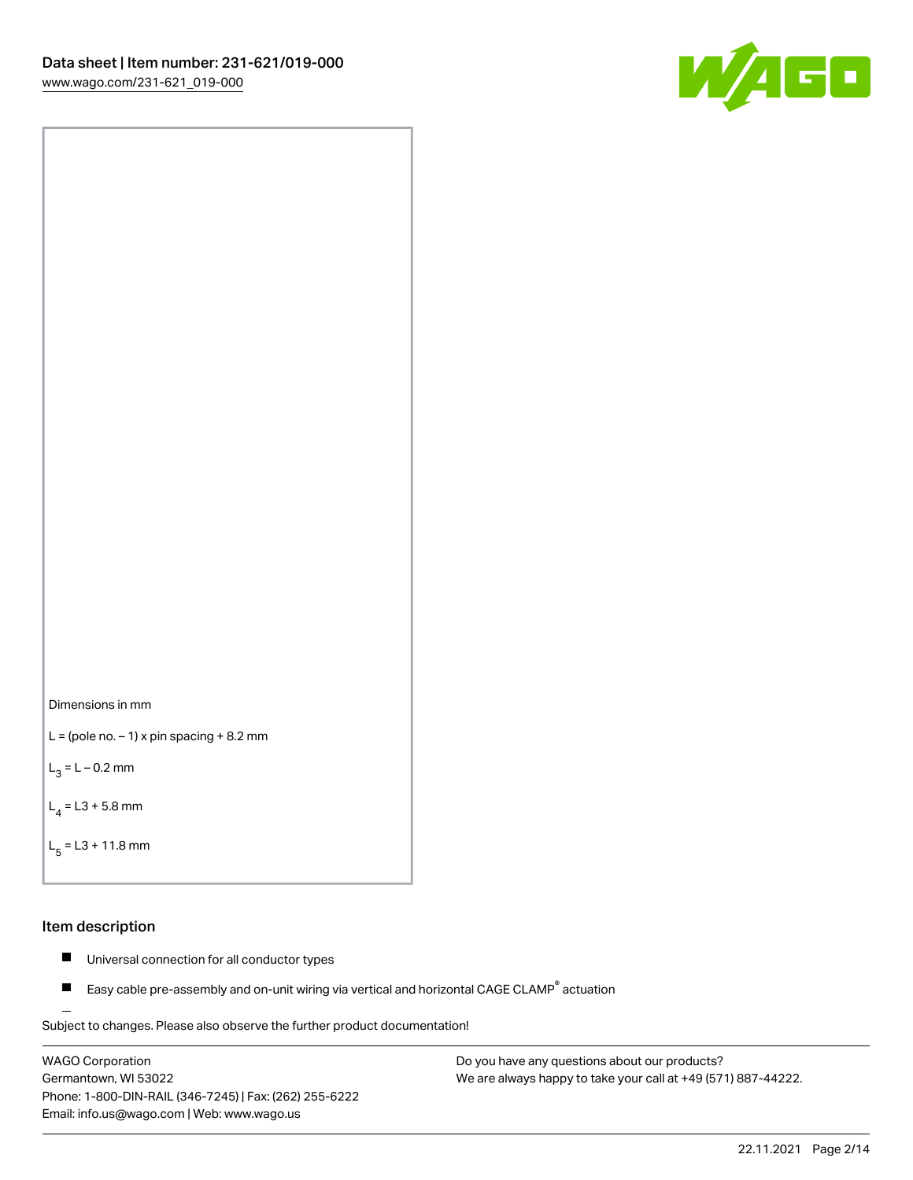Dimensions in mm

$L$ = (pole no. – 1) x pin spacing + 8.2 mm

$L_3$ = L – 0.2 mm

$L_4$ = L3 + 5.8 mm

$L_5$ = L3 + 11.8 mm

## Item description

- Universal connection for all conductor types
- Easy cable pre-assembly and on-unit wiring via vertical and horizontal CAGE CLAMP® actuation

Subject to changes. Please also observe the further product documentation!

WAGO Corporation
Germantown, WI 53022
Phone: 1-800-DIN-RAIL (346-7245) | Fax: (262) 255-6222
Email: info.us@wago.com | Web: www.wago.us

Do you have any questions about our products?
We are always happy to take your call at +49 (571) 887-44222.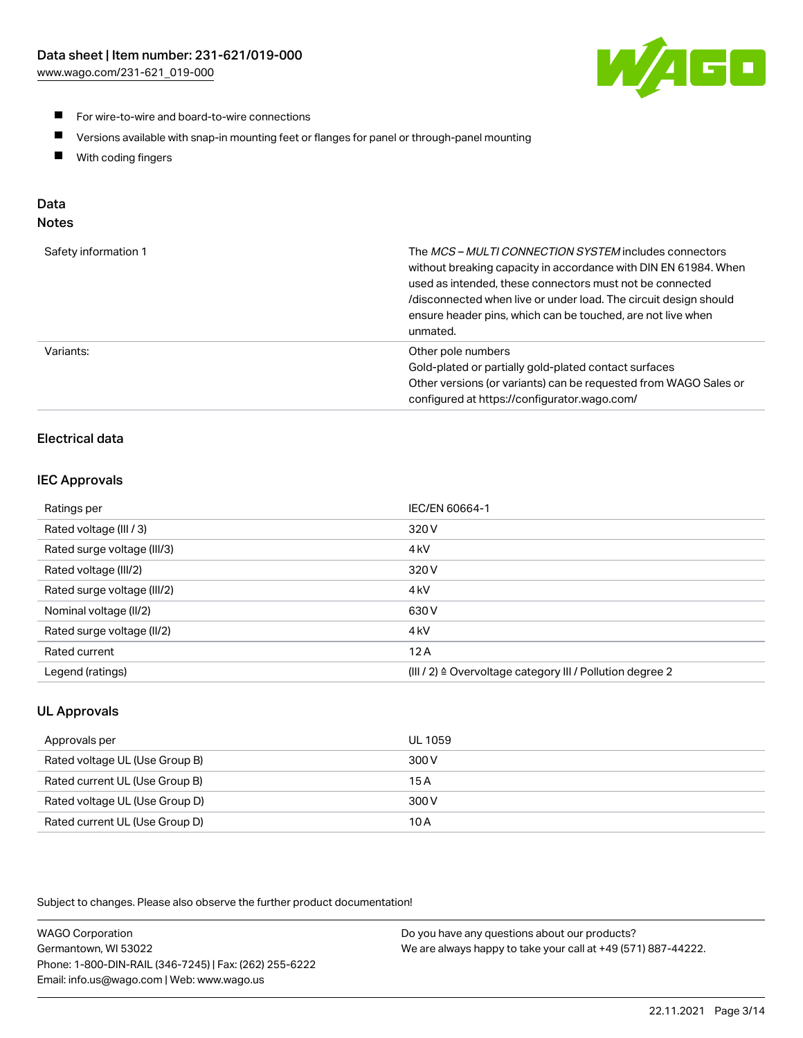- For wire-to-wire and board-to-wire connections
- Versions available with snap-in mounting feet or flanges for panel or through-panel mounting
- With coding fingers

## Data
### Notes

| | |
|---|---|
| Safety information 1 | The *MCS – MULTI CONNECTION SYSTEM* includes connectors without breaking capacity in accordance with DIN EN 61984. When used as intended, these connectors must not be connected /disconnected when live or under load. The circuit design should ensure header pins, which can be touched, are not live when unmated. |
| Variants: | Other pole numbers<br>Gold-plated or partially gold-plated contact surfaces<br>Other versions (or variants) can be requested from WAGO Sales or configured at https://configurator.wago.com/ |

## Electrical data

### IEC Approvals

| | |
|---|---|
| Ratings per | IEC/EN 60664-1 |
| Rated voltage (III / 3) | 320 V |
| Rated surge voltage (III/3) | 4 kV |
| Rated voltage (III/2) | 320 V |
| Rated surge voltage (III/2) | 4 kV |
| Nominal voltage (II/2) | 630 V |
| Rated surge voltage (II/2) | 4 kV |
| Rated current | 12 A |
| Legend (ratings) | (III / 2) ≙ Overvoltage category III / Pollution degree 2 |

### UL Approvals

| | |
|---|---|
| Approvals per | UL 1059 |
| Rated voltage UL (Use Group B) | 300 V |
| Rated current UL (Use Group B) | 15 A |
| Rated voltage UL (Use Group D) | 300 V |
| Rated current UL (Use Group D) | 10 A |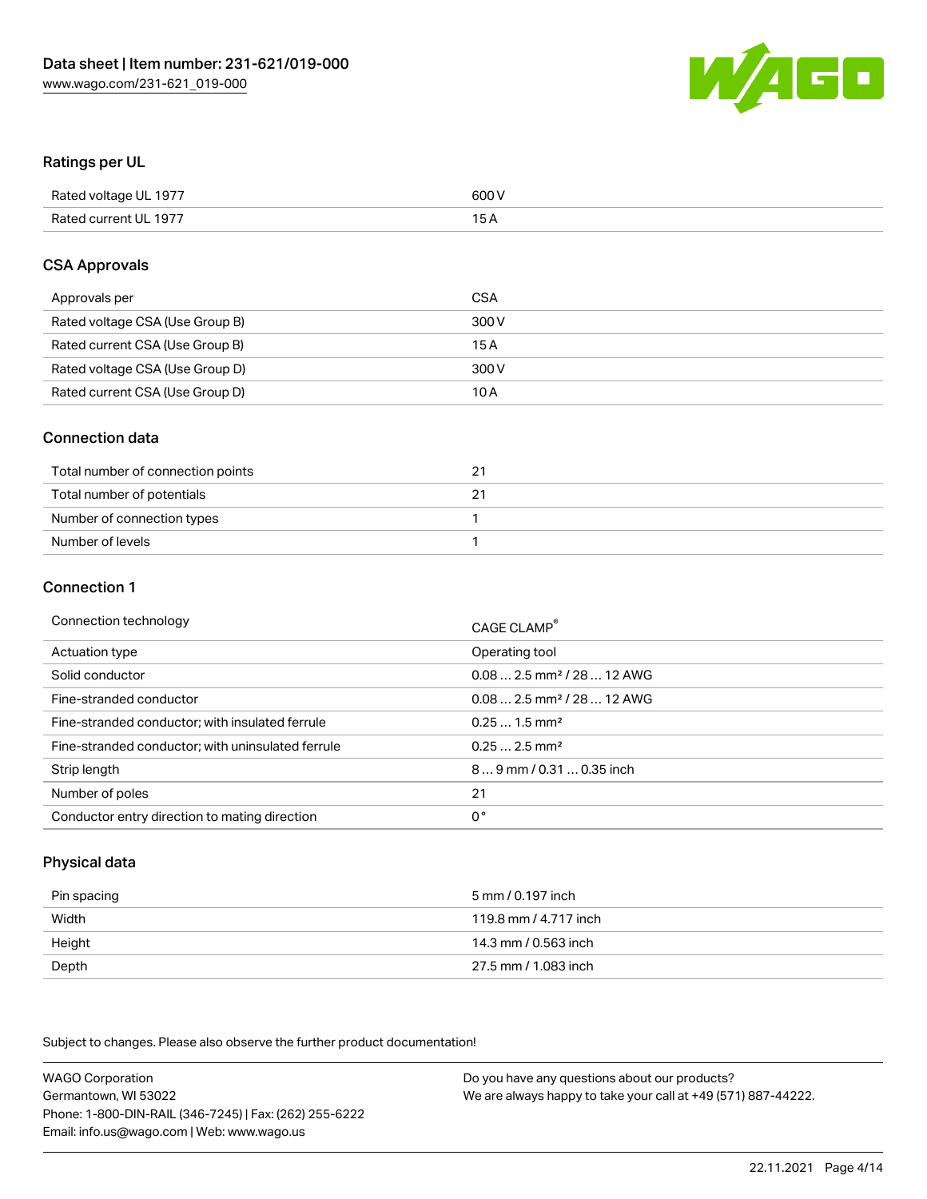## Ratings per UL

| | |
|---|---|
| Rated voltage UL 1977 | 600 V |
| Rated current UL 1977 | 15 A |

## CSA Approvals

| | |
|---|---|
| Approvals per | CSA |
| Rated voltage CSA (Use Group B) | 300 V |
| Rated current CSA (Use Group B) | 15 A |
| Rated voltage CSA (Use Group D) | 300 V |
| Rated current CSA (Use Group D) | 10 A |

## Connection data

| | |
|---|---|
| Total number of connection points | 21 |
| Total number of potentials | 21 |
| Number of connection types | 1 |
| Number of levels | 1 |

## Connection 1

| | |
|---|---|
| Connection technology | CAGE CLAMP® |
| Actuation type | Operating tool |
| Solid conductor | 0.08 … 2.5 mm² / 28 … 12 AWG |
| Fine-stranded conductor | 0.08 … 2.5 mm² / 28 … 12 AWG |
| Fine-stranded conductor; with insulated ferrule | 0.25 … 1.5 mm² |
| Fine-stranded conductor; with uninsulated ferrule | 0.25 … 2.5 mm² |
| Strip length | 8 … 9 mm / 0.31 … 0.35 inch |
| Number of poles | 21 |
| Conductor entry direction to mating direction | 0 ° |

## Physical data

| | |
|---|---|
| Pin spacing | 5 mm / 0.197 inch |
| Width | 119.8 mm / 4.717 inch |
| Height | 14.3 mm / 0.563 inch |
| Depth | 27.5 mm / 1.083 inch |

Subject to changes. Please also observe the further product documentation!

WAGO Corporation
Germantown, WI 53022
Phone: 1-800-DIN-RAIL (346-7245) | Fax: (262) 255-6222
Email: info.us@wago.com | Web: www.wago.us

Do you have any questions about our products?
We are always happy to take your call at +49 (571) 887-44222.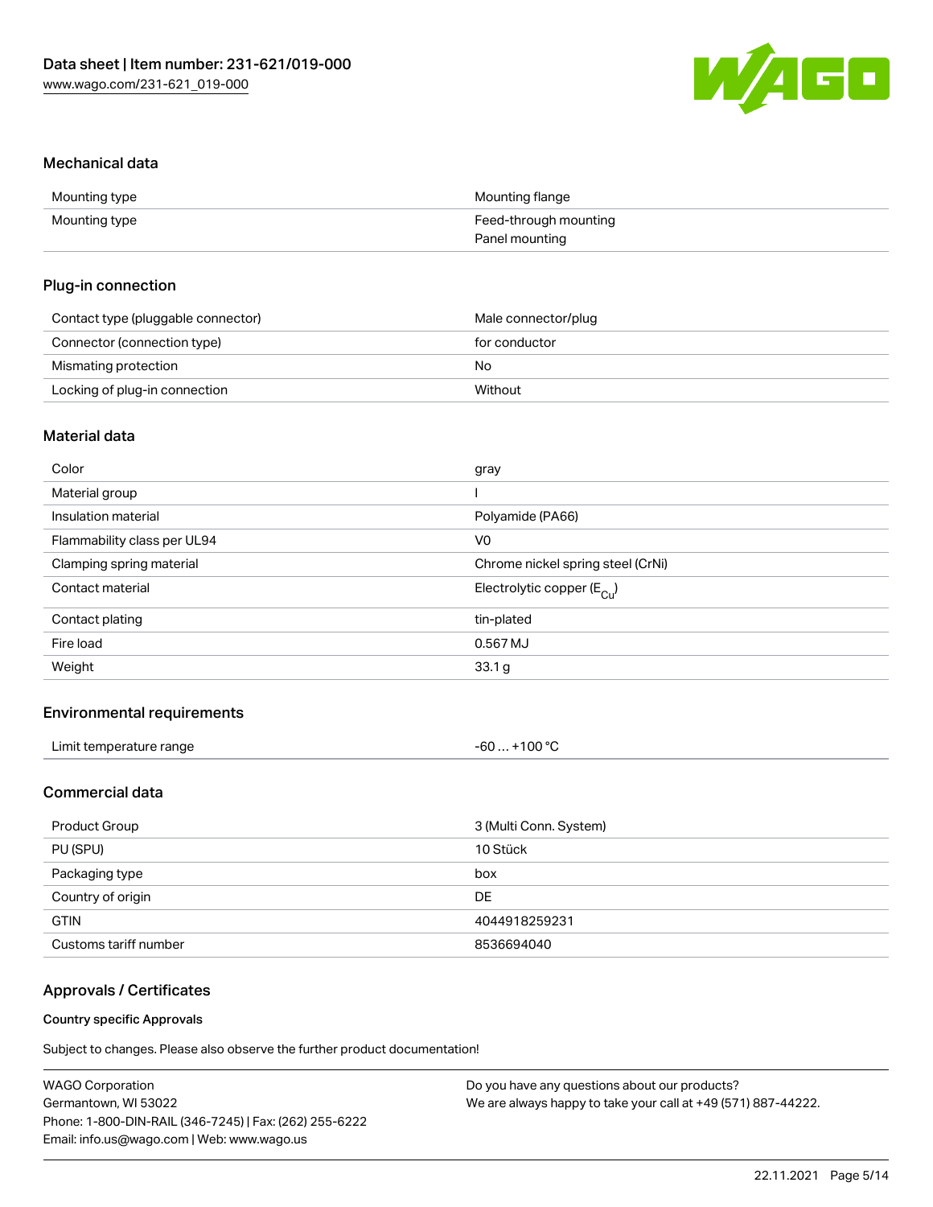## Mechanical data

| | |
|---|---|
| Mounting type | Mounting flange |
| Mounting type | Feed-through mounting<br>Panel mounting |

## Plug-in connection

| | |
|---|---|
| Contact type (pluggable connector) | Male connector/plug |
| Connector (connection type) | for conductor |
| Mismating protection | No |
| Locking of plug-in connection | Without |

## Material data

| | |
|---|---|
| Color | gray |
| Material group | I |
| Insulation material | Polyamide (PA66) |
| Flammability class per UL94 | V0 |
| Clamping spring material | Chrome nickel spring steel (CrNi) |
| Contact material | Electrolytic copper ($E_{Cu}$) |
| Contact plating | tin-plated |
| Fire load | 0.567 MJ |
| Weight | 33.1 g |

## Environmental requirements

| | |
|---|---|
| Limit temperature range | -60 … +100 °C |

## Commercial data

| | |
|---|---|
| Product Group | 3 (Multi Conn. System) |
| PU (SPU) | 10 Stück |
| Packaging type | box |
| Country of origin | DE |
| GTIN | 4044918259231 |
| Customs tariff number | 8536694040 |

## Approvals / Certificates

### Country specific Approvals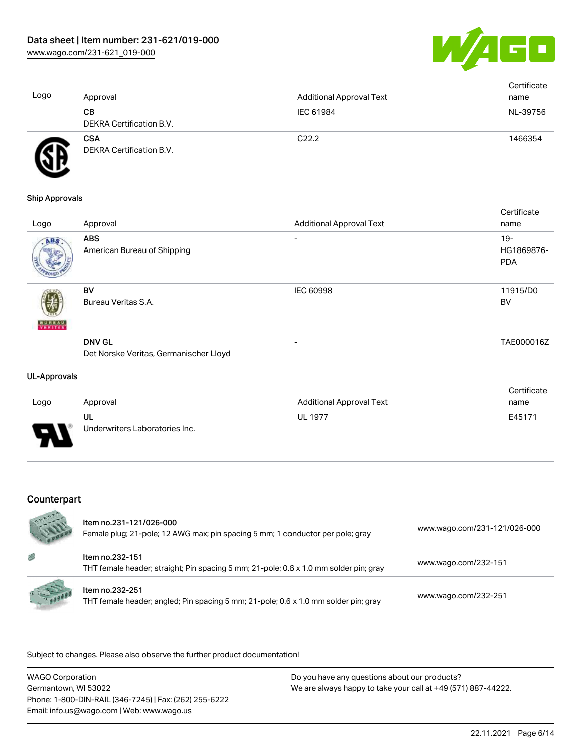| Logo | Approval | Additional Approval Text | Certificate name |
|---|---|---|---|
| | **CB**<br>DEKRA Certification B.V. | IEC 61984 | NL-39756 |
| | **CSA**<br>DEKRA Certification B.V. | C22.2 | 1466354 |

### Ship Approvals

| Logo | Approval | Additional Approval Text | Certificate name |
|---|---|---|---|
| | **ABS**<br>American Bureau of Shipping | - | 19-HG1869876-PDA |
| | **BV**<br>Bureau Veritas S.A. | IEC 60998 | 11915/D0 BV |
| | **DNV GL**<br>Det Norske Veritas, Germanischer Lloyd | - | TAE000016Z |

### UL-Approvals

| Logo | Approval | Additional Approval Text | Certificate name |
|---|---|---|---|
| | **UL**<br>Underwriters Laboratories Inc. | UL 1977 | E45171 |

## Counterpart

| | | |
|---|---|---|
| | Item no.231-121/026-000<br>Female plug; 21-pole; 12 AWG max; pin spacing 5 mm; 1 conductor per pole; gray | www.wago.com/231-121/026-000 |
| | Item no.232-151<br>THT female header; straight; Pin spacing 5 mm; 21-pole; 0.6 x 1.0 mm solder pin; gray | www.wago.com/232-151 |
| | Item no.232-251<br>THT female header; angled; Pin spacing 5 mm; 21-pole; 0.6 x 1.0 mm solder pin; gray | www.wago.com/232-251 |

Subject to changes. Please also observe the further product documentation!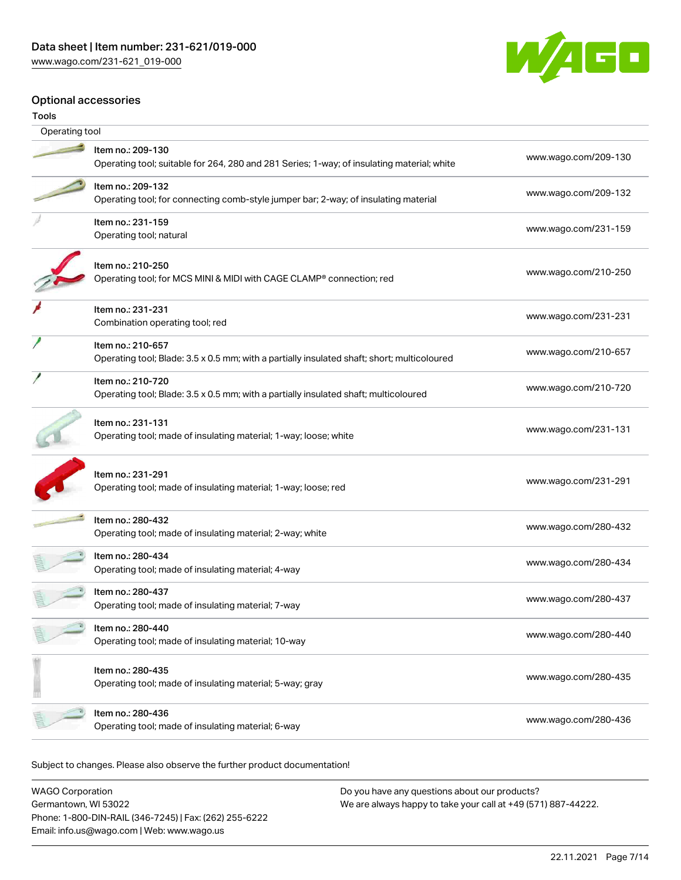## Optional accessories

### Tools

| Operating tool | |
|---|---|
| Item no.: 209-130<br>Operating tool; suitable for 264, 280 and 281 Series; 1-way; of insulating material; white | www.wago.com/209-130 |
| Item no.: 209-132<br>Operating tool; for connecting comb-style jumper bar; 2-way; of insulating material | www.wago.com/209-132 |
| Item no.: 231-159<br>Operating tool; natural | www.wago.com/231-159 |
| Item no.: 210-250<br>Operating tool; for MCS MINI & MIDI with CAGE CLAMP® connection; red | www.wago.com/210-250 |
| Item no.: 231-231<br>Combination operating tool; red | www.wago.com/231-231 |
| Item no.: 210-657<br>Operating tool; Blade: 3.5 x 0.5 mm; with a partially insulated shaft; short; multicoloured | www.wago.com/210-657 |
| Item no.: 210-720<br>Operating tool; Blade: 3.5 x 0.5 mm; with a partially insulated shaft; multicoloured | www.wago.com/210-720 |
| Item no.: 231-131<br>Operating tool; made of insulating material; 1-way; loose; white | www.wago.com/231-131 |
| Item no.: 231-291<br>Operating tool; made of insulating material; 1-way; loose; red | www.wago.com/231-291 |
| Item no.: 280-432<br>Operating tool; made of insulating material; 2-way; white | www.wago.com/280-432 |
| Item no.: 280-434<br>Operating tool; made of insulating material; 4-way | www.wago.com/280-434 |
| Item no.: 280-437<br>Operating tool; made of insulating material; 7-way | www.wago.com/280-437 |
| Item no.: 280-440<br>Operating tool; made of insulating material; 10-way | www.wago.com/280-440 |
| Item no.: 280-435<br>Operating tool; made of insulating material; 5-way; gray | www.wago.com/280-435 |
| Item no.: 280-436<br>Operating tool; made of insulating material; 6-way | www.wago.com/280-436 |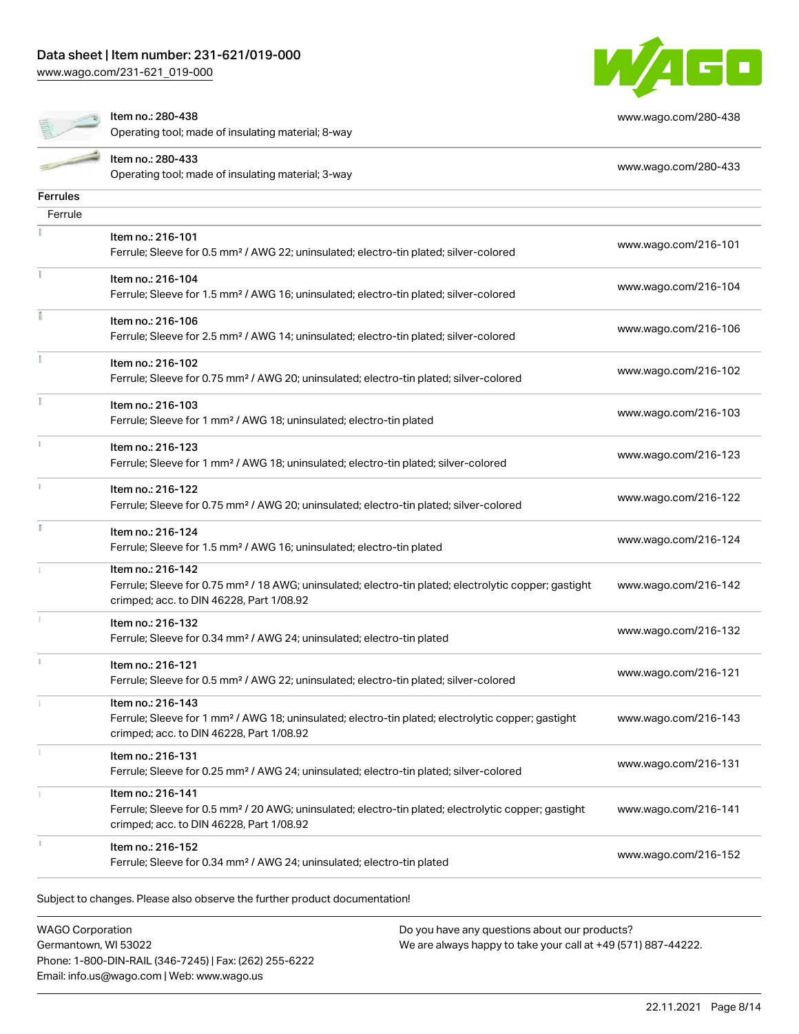| | | |
|---|---|---|
| | Item no.: 280-438<br>Operating tool; made of insulating material; 8-way | www.wago.com/280-438 |
| | Item no.: 280-433<br>Operating tool; made of insulating material; 3-way | www.wago.com/280-433 |

**Ferrules**

Ferrule

| | | |
|---|---|---|
| | Item no.: 216-101<br>Ferrule; Sleeve for 0.5 mm² / AWG 22; uninsulated; electro-tin plated; silver-colored | www.wago.com/216-101 |
| | Item no.: 216-104<br>Ferrule; Sleeve for 1.5 mm² / AWG 16; uninsulated; electro-tin plated; silver-colored | www.wago.com/216-104 |
| | Item no.: 216-106<br>Ferrule; Sleeve for 2.5 mm² / AWG 14; uninsulated; electro-tin plated; silver-colored | www.wago.com/216-106 |
| | Item no.: 216-102<br>Ferrule; Sleeve for 0.75 mm² / AWG 20; uninsulated; electro-tin plated; silver-colored | www.wago.com/216-102 |
| | Item no.: 216-103<br>Ferrule; Sleeve for 1 mm² / AWG 18; uninsulated; electro-tin plated | www.wago.com/216-103 |
| | Item no.: 216-123<br>Ferrule; Sleeve for 1 mm² / AWG 18; uninsulated; electro-tin plated; silver-colored | www.wago.com/216-123 |
| | Item no.: 216-122<br>Ferrule; Sleeve for 0.75 mm² / AWG 20; uninsulated; electro-tin plated; silver-colored | www.wago.com/216-122 |
| | Item no.: 216-124<br>Ferrule; Sleeve for 1.5 mm² / AWG 16; uninsulated; electro-tin plated | www.wago.com/216-124 |
| | Item no.: 216-142<br>Ferrule; Sleeve for 0.75 mm² / 18 AWG; uninsulated; electro-tin plated; electrolytic copper; gastight crimped; acc. to DIN 46228, Part 1/08.92 | www.wago.com/216-142 |
| | Item no.: 216-132<br>Ferrule; Sleeve for 0.34 mm² / AWG 24; uninsulated; electro-tin plated | www.wago.com/216-132 |
| | Item no.: 216-121<br>Ferrule; Sleeve for 0.5 mm² / AWG 22; uninsulated; electro-tin plated; silver-colored | www.wago.com/216-121 |
| | Item no.: 216-143<br>Ferrule; Sleeve for 1 mm² / AWG 18; uninsulated; electro-tin plated; electrolytic copper; gastight crimped; acc. to DIN 46228, Part 1/08.92 | www.wago.com/216-143 |
| | Item no.: 216-131<br>Ferrule; Sleeve for 0.25 mm² / AWG 24; uninsulated; electro-tin plated; silver-colored | www.wago.com/216-131 |
| | Item no.: 216-141<br>Ferrule; Sleeve for 0.5 mm² / 20 AWG; uninsulated; electro-tin plated; electrolytic copper; gastight crimped; acc. to DIN 46228, Part 1/08.92 | www.wago.com/216-141 |
| | Item no.: 216-152<br>Ferrule; Sleeve for 0.34 mm² / AWG 24; uninsulated; electro-tin plated | www.wago.com/216-152 |

Subject to changes. Please also observe the further product documentation!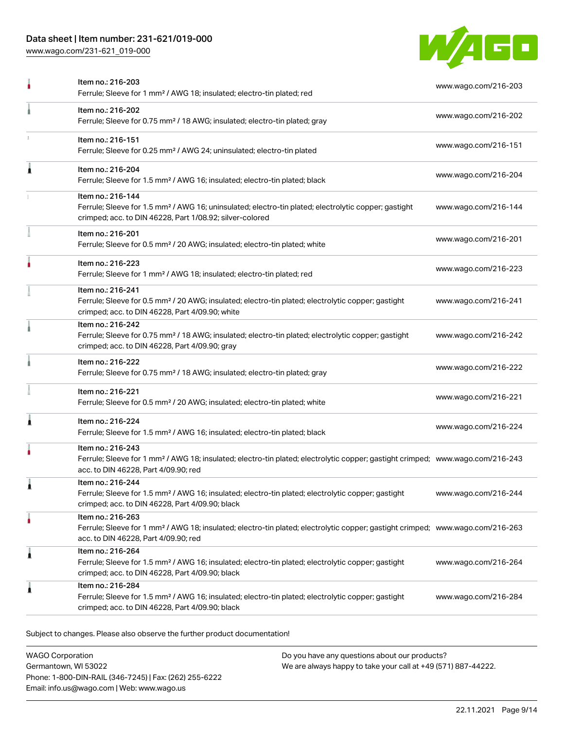| Item | URL |
| --- | --- |
| Item no.: 216-203<br>Ferrule; Sleeve for 1 mm² / AWG 18; insulated; electro-tin plated; red | www.wago.com/216-203 |
| Item no.: 216-202<br>Ferrule; Sleeve for 0.75 mm² / 18 AWG; insulated; electro-tin plated; gray | www.wago.com/216-202 |
| Item no.: 216-151<br>Ferrule; Sleeve for 0.25 mm² / AWG 24; uninsulated; electro-tin plated | www.wago.com/216-151 |
| Item no.: 216-204<br>Ferrule; Sleeve for 1.5 mm² / AWG 16; insulated; electro-tin plated; black | www.wago.com/216-204 |
| Item no.: 216-144<br>Ferrule; Sleeve for 1.5 mm² / AWG 16; uninsulated; electro-tin plated; electrolytic copper; gastight crimped; acc. to DIN 46228, Part 1/08.92; silver-colored | www.wago.com/216-144 |
| Item no.: 216-201<br>Ferrule; Sleeve for 0.5 mm² / 20 AWG; insulated; electro-tin plated; white | www.wago.com/216-201 |
| Item no.: 216-223<br>Ferrule; Sleeve for 1 mm² / AWG 18; insulated; electro-tin plated; red | www.wago.com/216-223 |
| Item no.: 216-241<br>Ferrule; Sleeve for 0.5 mm² / 20 AWG; insulated; electro-tin plated; electrolytic copper; gastight crimped; acc. to DIN 46228, Part 4/09.90; white | www.wago.com/216-241 |
| Item no.: 216-242<br>Ferrule; Sleeve for 0.75 mm² / 18 AWG; insulated; electro-tin plated; electrolytic copper; gastight crimped; acc. to DIN 46228, Part 4/09.90; gray | www.wago.com/216-242 |
| Item no.: 216-222<br>Ferrule; Sleeve for 0.75 mm² / 18 AWG; insulated; electro-tin plated; gray | www.wago.com/216-222 |
| Item no.: 216-221<br>Ferrule; Sleeve for 0.5 mm² / 20 AWG; insulated; electro-tin plated; white | www.wago.com/216-221 |
| Item no.: 216-224<br>Ferrule; Sleeve for 1.5 mm² / AWG 16; insulated; electro-tin plated; black | www.wago.com/216-224 |
| Item no.: 216-243<br>Ferrule; Sleeve for 1 mm² / AWG 18; insulated; electro-tin plated; electrolytic copper; gastight crimped; acc. to DIN 46228, Part 4/09.90; red | www.wago.com/216-243 |
| Item no.: 216-244<br>Ferrule; Sleeve for 1.5 mm² / AWG 16; insulated; electro-tin plated; electrolytic copper; gastight crimped; acc. to DIN 46228, Part 4/09.90; black | www.wago.com/216-244 |
| Item no.: 216-263<br>Ferrule; Sleeve for 1 mm² / AWG 18; insulated; electro-tin plated; electrolytic copper; gastight crimped; acc. to DIN 46228, Part 4/09.90; red | www.wago.com/216-263 |
| Item no.: 216-264<br>Ferrule; Sleeve for 1.5 mm² / AWG 16; insulated; electro-tin plated; electrolytic copper; gastight crimped; acc. to DIN 46228, Part 4/09.90; black | www.wago.com/216-264 |
| Item no.: 216-284<br>Ferrule; Sleeve for 1.5 mm² / AWG 16; insulated; electro-tin plated; electrolytic copper; gastight crimped; acc. to DIN 46228, Part 4/09.90; black | www.wago.com/216-284 |

Subject to changes. Please also observe the further product documentation!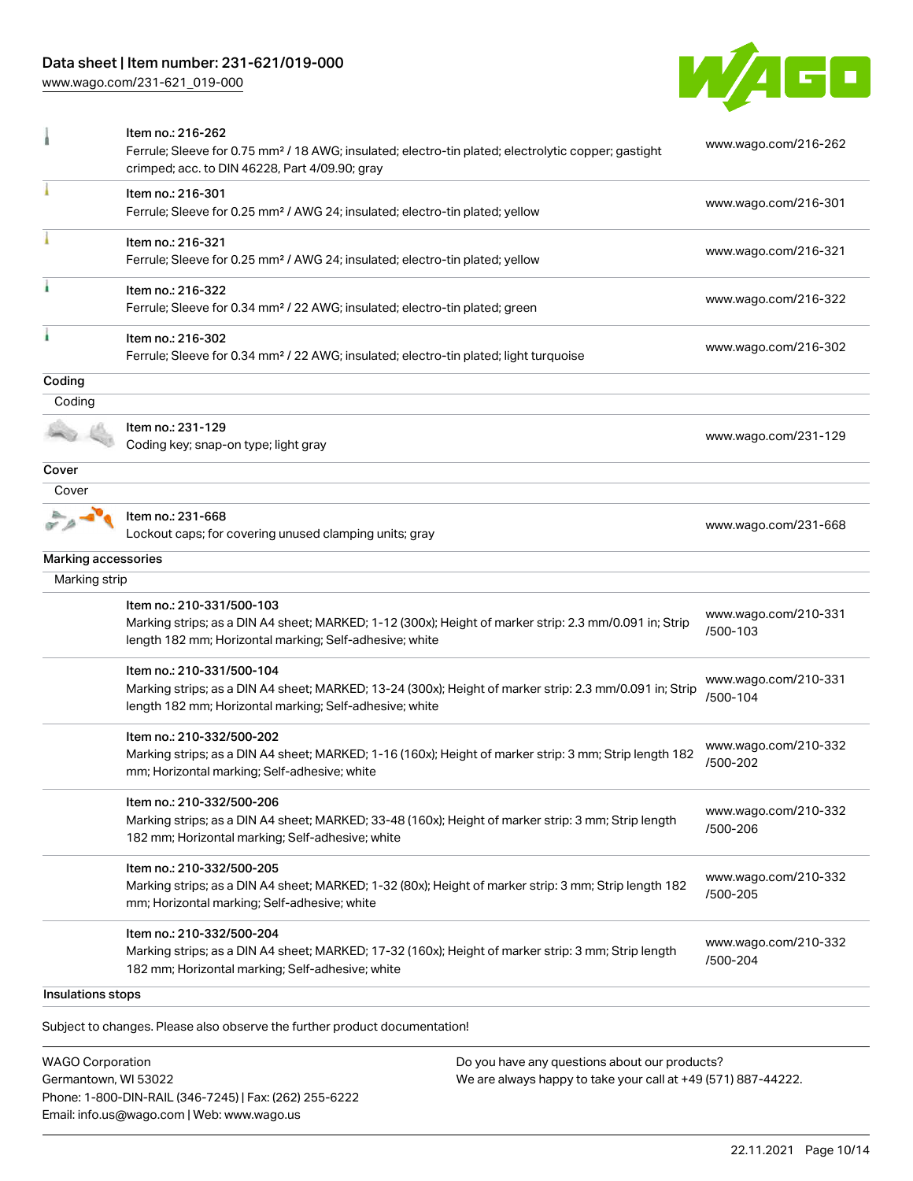| | | |
|---|---|---|
| | Item no.: 216-262<br>Ferrule; Sleeve for 0.75 mm² / 18 AWG; insulated; electro-tin plated; electrolytic copper; gastight crimped; acc. to DIN 46228, Part 4/09.90; gray | www.wago.com/216-262 |
| | Item no.: 216-301<br>Ferrule; Sleeve for 0.25 mm² / AWG 24; insulated; electro-tin plated; yellow | www.wago.com/216-301 |
| | Item no.: 216-321<br>Ferrule; Sleeve for 0.25 mm² / AWG 24; insulated; electro-tin plated; yellow | www.wago.com/216-321 |
| | Item no.: 216-322<br>Ferrule; Sleeve for 0.34 mm² / 22 AWG; insulated; electro-tin plated; green | www.wago.com/216-322 |
| | Item no.: 216-302<br>Ferrule; Sleeve for 0.34 mm² / 22 AWG; insulated; electro-tin plated; light turquoise | www.wago.com/216-302 |

**Coding**

Coding

| | | |
|---|---|---|
| | Item no.: 231-129<br>Coding key; snap-on type; light gray | www.wago.com/231-129 |

**Cover**

Cover

| | | |
|---|---|---|
| | Item no.: 231-668<br>Lockout caps; for covering unused clamping units; gray | www.wago.com/231-668 |

**Marking accessories**

Marking strip

| | | |
|---|---|---|
| | Item no.: 210-331/500-103<br>Marking strips; as a DIN A4 sheet; MARKED; 1-12 (300x); Height of marker strip: 2.3 mm/0.091 in; Strip length 182 mm; Horizontal marking; Self-adhesive; white | www.wago.com/210-331/500-103 |
| | Item no.: 210-331/500-104<br>Marking strips; as a DIN A4 sheet; MARKED; 13-24 (300x); Height of marker strip: 2.3 mm/0.091 in; Strip length 182 mm; Horizontal marking; Self-adhesive; white | www.wago.com/210-331/500-104 |
| | Item no.: 210-332/500-202<br>Marking strips; as a DIN A4 sheet; MARKED; 1-16 (160x); Height of marker strip: 3 mm; Strip length 182 mm; Horizontal marking; Self-adhesive; white | www.wago.com/210-332/500-202 |
| | Item no.: 210-332/500-206<br>Marking strips; as a DIN A4 sheet; MARKED; 33-48 (160x); Height of marker strip: 3 mm; Strip length 182 mm; Horizontal marking; Self-adhesive; white | www.wago.com/210-332/500-206 |
| | Item no.: 210-332/500-205<br>Marking strips; as a DIN A4 sheet; MARKED; 1-32 (80x); Height of marker strip: 3 mm; Strip length 182 mm; Horizontal marking; Self-adhesive; white | www.wago.com/210-332/500-205 |
| | Item no.: 210-332/500-204<br>Marking strips; as a DIN A4 sheet; MARKED; 17-32 (160x); Height of marker strip: 3 mm; Strip length 182 mm; Horizontal marking; Self-adhesive; white | www.wago.com/210-332/500-204 |

**Insulations stops**

Subject to changes. Please also observe the further product documentation!

WAGO Corporation
Germantown, WI 53022
Phone: 1-800-DIN-RAIL (346-7245) | Fax: (262) 255-6222
Email: info.us@wago.com | Web: www.wago.us

Do you have any questions about our products?
We are always happy to take your call at +49 (571) 887-44222.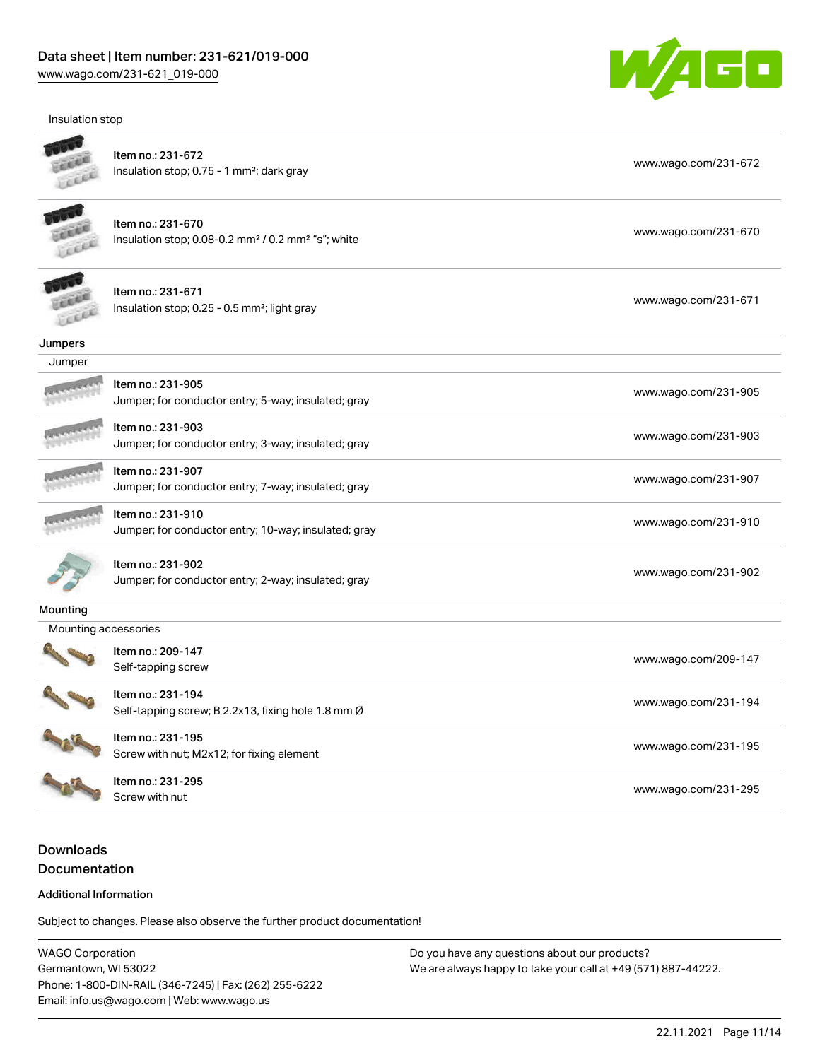Insulation stop

| | | |
|---|---|---|
| Item no.: 231-672<br>Insulation stop; 0.75 - 1 mm²; dark gray | | www.wago.com/231-672 |
| Item no.: 231-670<br>Insulation stop; 0.08-0.2 mm² / 0.2 mm² "s"; white | | www.wago.com/231-670 |
| Item no.: 231-671<br>Insulation stop; 0.25 - 0.5 mm²; light gray | | www.wago.com/231-671 |

## Jumpers

Jumper

| | |
|---|---|
| Item no.: 231-905<br>Jumper; for conductor entry; 5-way; insulated; gray | www.wago.com/231-905 |
| Item no.: 231-903<br>Jumper; for conductor entry; 3-way; insulated; gray | www.wago.com/231-903 |
| Item no.: 231-907<br>Jumper; for conductor entry; 7-way; insulated; gray | www.wago.com/231-907 |
| Item no.: 231-910<br>Jumper; for conductor entry; 10-way; insulated; gray | www.wago.com/231-910 |
| Item no.: 231-902<br>Jumper; for conductor entry; 2-way; insulated; gray | www.wago.com/231-902 |

## Mounting

Mounting accessories

| | |
|---|---|
| Item no.: 209-147<br>Self-tapping screw | www.wago.com/209-147 |
| Item no.: 231-194<br>Self-tapping screw; B 2.2x13, fixing hole 1.8 mm Ø | www.wago.com/231-194 |
| Item no.: 231-195<br>Screw with nut; M2x12; for fixing element | www.wago.com/231-195 |
| Item no.: 231-295<br>Screw with nut | www.wago.com/231-295 |

## Downloads

## Documentation

### Additional Information

Subject to changes. Please also observe the further product documentation!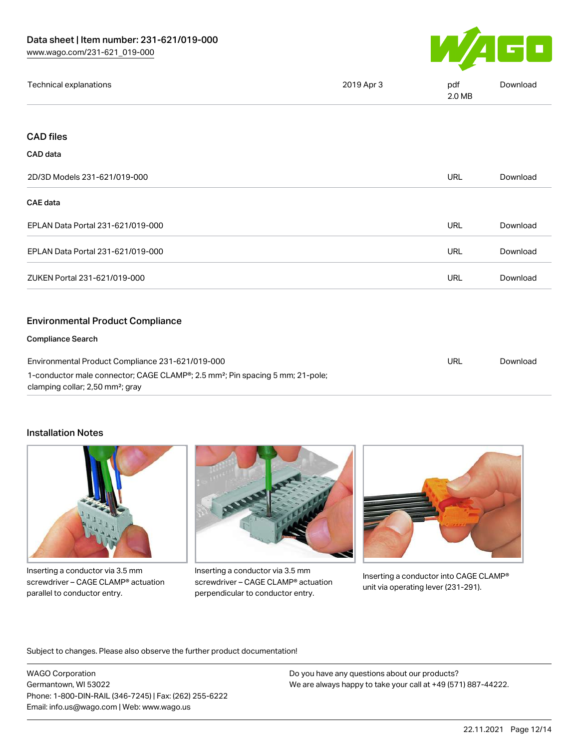| Technical explanations | 2019 Apr 3 | pdf 2.0 MB | Download |
| --- | --- | --- | --- |

## CAD files

### CAD data

| 2D/3D Models 231-621/019-000 | URL | Download |
| --- | --- | --- |

### CAE data

| EPLAN Data Portal 231-621/019-000 | URL | Download |
| --- | --- | --- |
| EPLAN Data Portal 231-621/019-000 | URL | Download |
| ZUKEN Portal 231-621/019-000 | URL | Download |

## Environmental Product Compliance

### Compliance Search

| Environmental Product Compliance 231-621/019-000<br>1-conductor male connector; CAGE CLAMP®; 2.5 mm²; Pin spacing 5 mm; 21-pole; clamping collar; 2,50 mm²; gray | URL | Download |
| --- | --- | --- |

## Installation Notes

Inserting a conductor via 3.5 mm screwdriver – CAGE CLAMP® actuation parallel to conductor entry.

Inserting a conductor via 3.5 mm screwdriver – CAGE CLAMP® actuation perpendicular to conductor entry.

Inserting a conductor into CAGE CLAMP® unit via operating lever (231-291).

Subject to changes. Please also observe the further product documentation!

WAGO Corporation
Germantown, WI 53022
Phone: 1-800-DIN-RAIL (346-7245) | Fax: (262) 255-6222
Email: info.us@wago.com | Web: www.wago.us

Do you have any questions about our products?
We are always happy to take your call at +49 (571) 887-44222.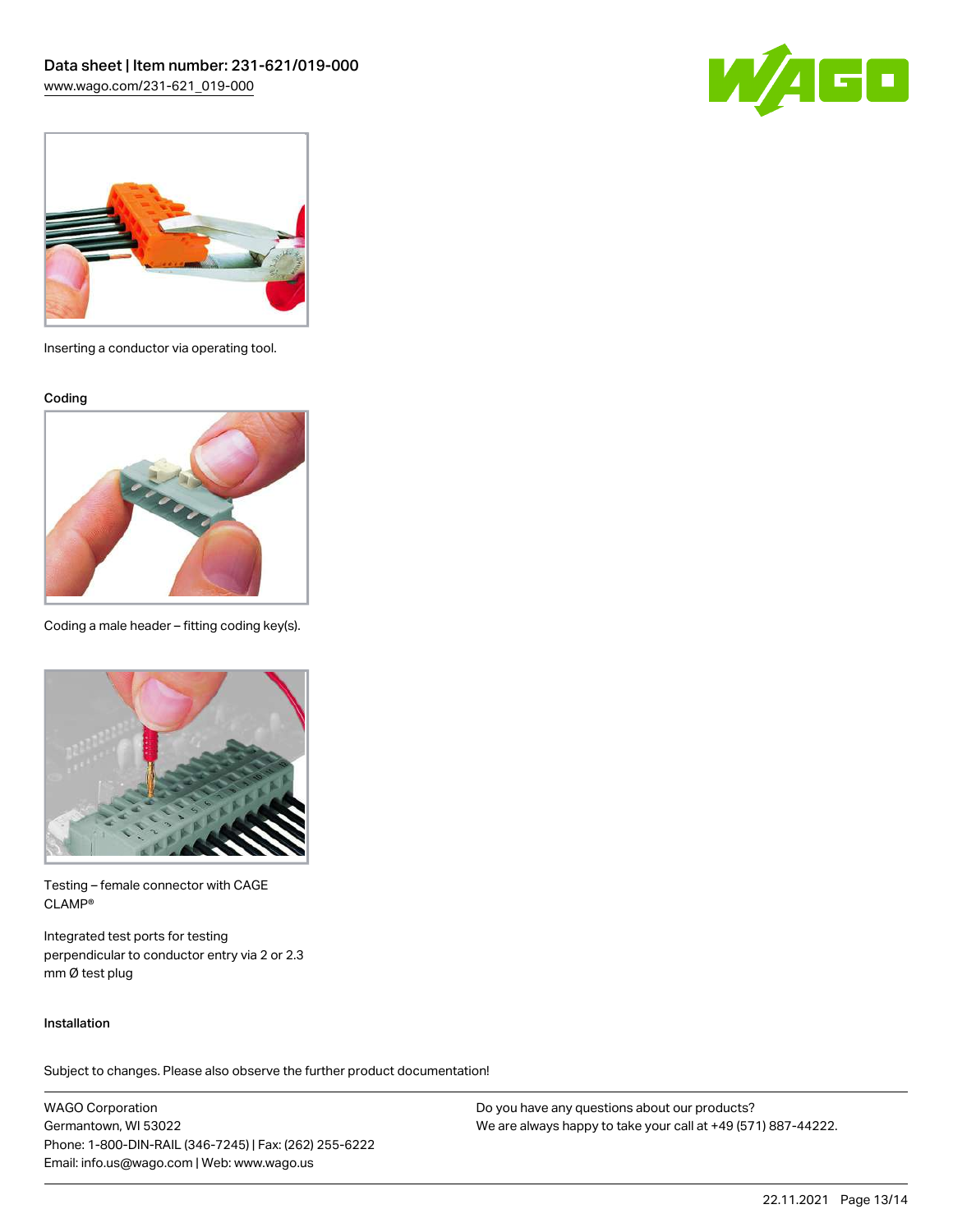Inserting a conductor via operating tool.

Coding

Coding a male header – fitting coding key(s).

Testing – female connector with CAGE CLAMP®

Integrated test ports for testing perpendicular to conductor entry via 2 or 2.3 mm Ø test plug

Installation

Subject to changes. Please also observe the further product documentation!

WAGO Corporation
Germantown, WI 53022
Phone: 1-800-DIN-RAIL (346-7245) | Fax: (262) 255-6222
Email: info.us@wago.com | Web: www.wago.us

Do you have any questions about our products?
We are always happy to take your call at +49 (571) 887-44222.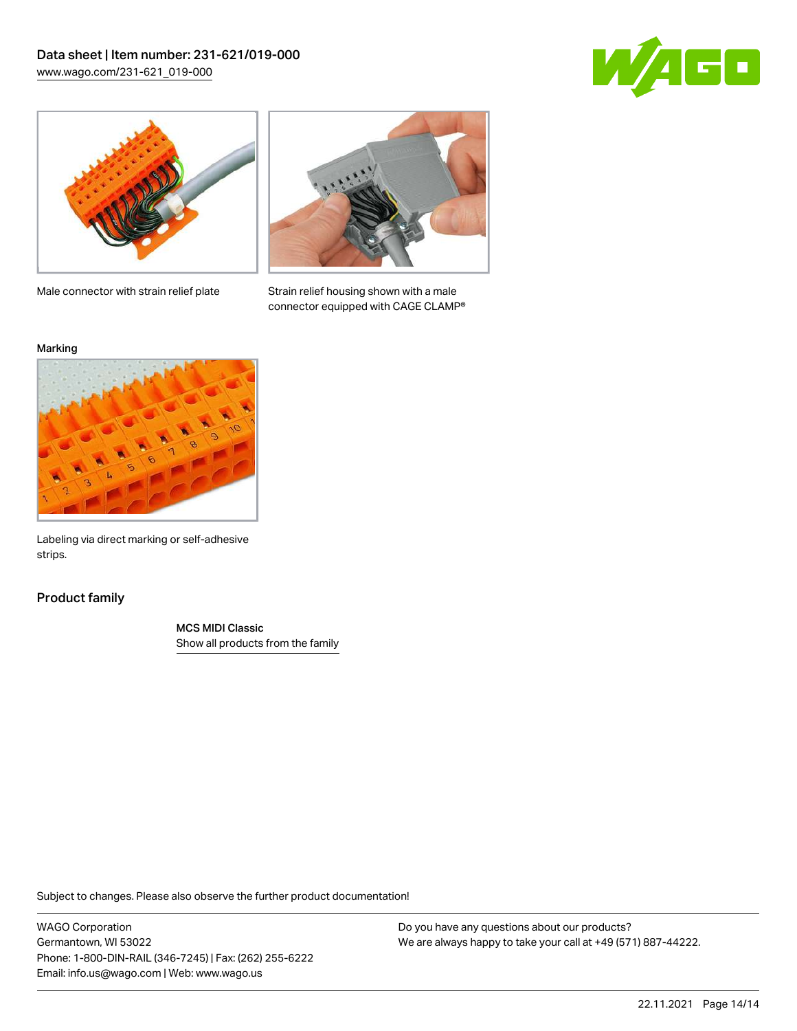Male connector with strain relief plate

Strain relief housing shown with a male connector equipped with CAGE CLAMP®

Marking

Labeling via direct marking or self-adhesive strips.

## Product family

MCS MIDI Classic
Show all products from the family

Subject to changes. Please also observe the further product documentation!

WAGO Corporation
Germantown, WI 53022
Phone: 1-800-DIN-RAIL (346-7245) | Fax: (262) 255-6222
Email: info.us@wago.com | Web: www.wago.us

Do you have any questions about our products?
We are always happy to take your call at +49 (571) 887-44222.